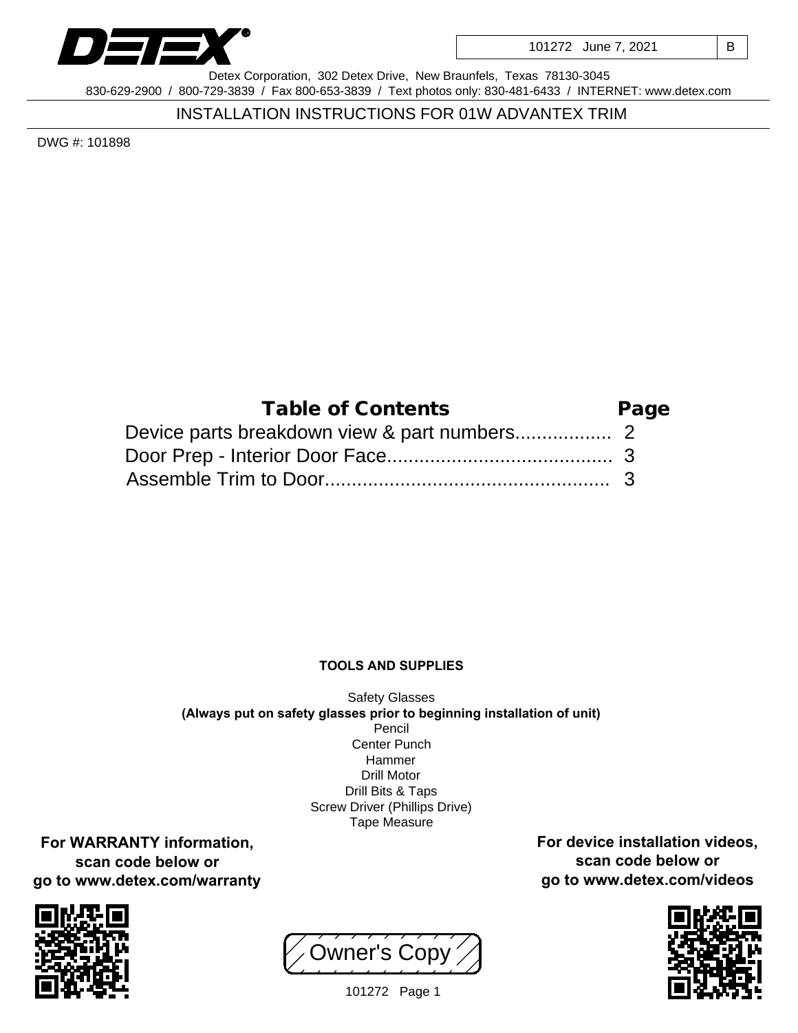DETEX

101272 June 7, 2021 | B

Detex Corporation, 302 Detex Drive, New Braunfels, Texas 78130-3045
830-629-2900 / 800-729-3839 / Fax 800-653-3839 / Text photos only: 830-481-6433 / INTERNET: www.detex.com

# INSTALLATION INSTRUCTIONS FOR 01W ADVANTEX TRIM

DWG #: 101898

| Table of Contents | Page |
| --- | --- |
| Device parts breakdown view & part numbers | 2 |
| Door Prep - Interior Door Face | 3 |
| Assemble Trim to Door | 3 |

**TOOLS AND SUPPLIES**

Safety Glasses
**(Always put on safety glasses prior to beginning installation of unit)**
Pencil
Center Punch
Hammer
Drill Motor
Drill Bits & Taps
Screw Driver (Phillips Drive)
Tape Measure

**For WARRANTY information, scan code below or go to www.detex.com/warranty**

**For device installation videos, scan code below or go to www.detex.com/videos**

Owner's Copy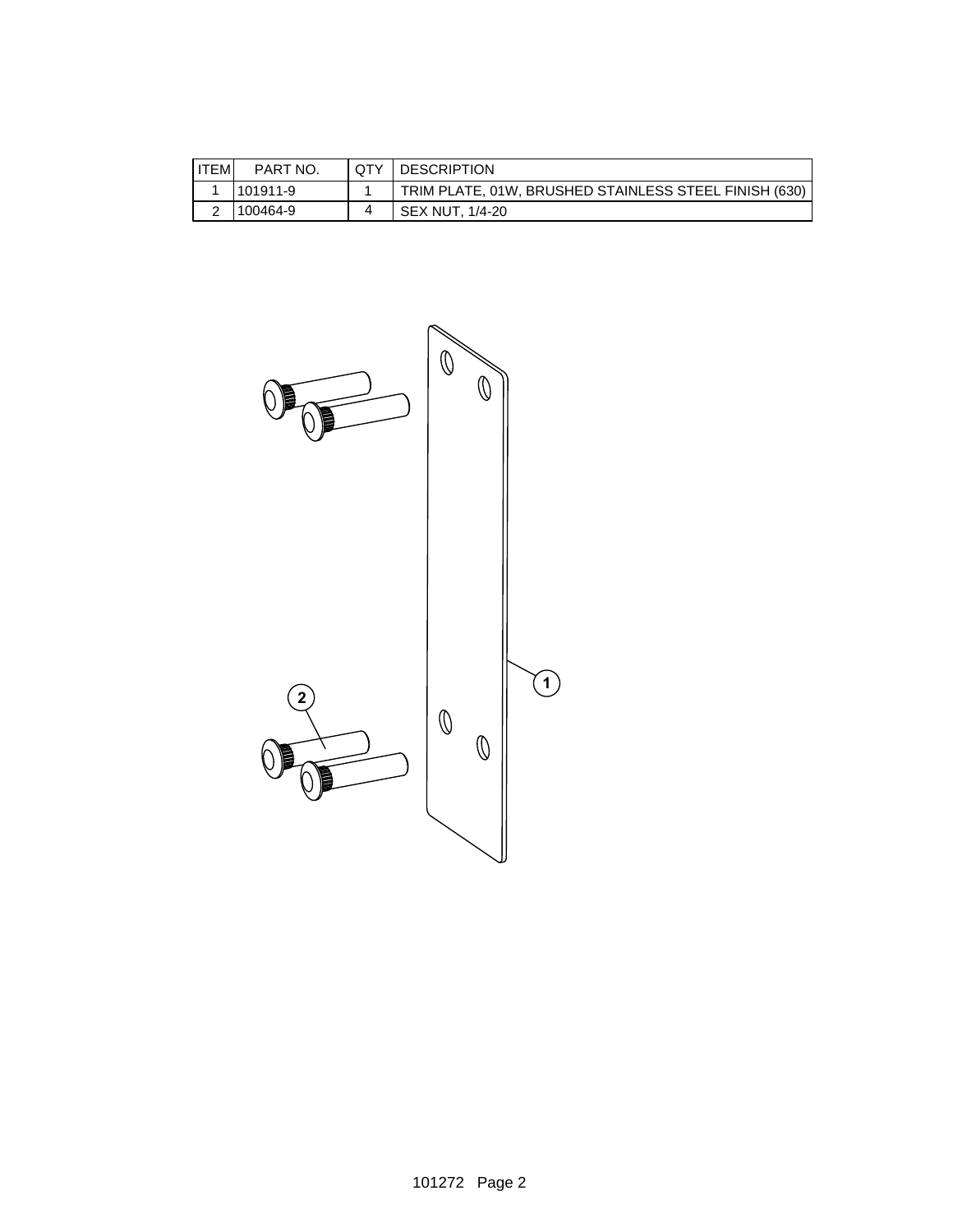| ITEM | PART NO. | QTY | DESCRIPTION |
|---|---|---|---|
| 1 | 101911-9 | 1 | TRIM PLATE, 01W, BRUSHED STAINLESS STEEL FINISH (630) |
| 2 | 100464-9 | 4 | SEX NUT, 1/4-20 |

1

2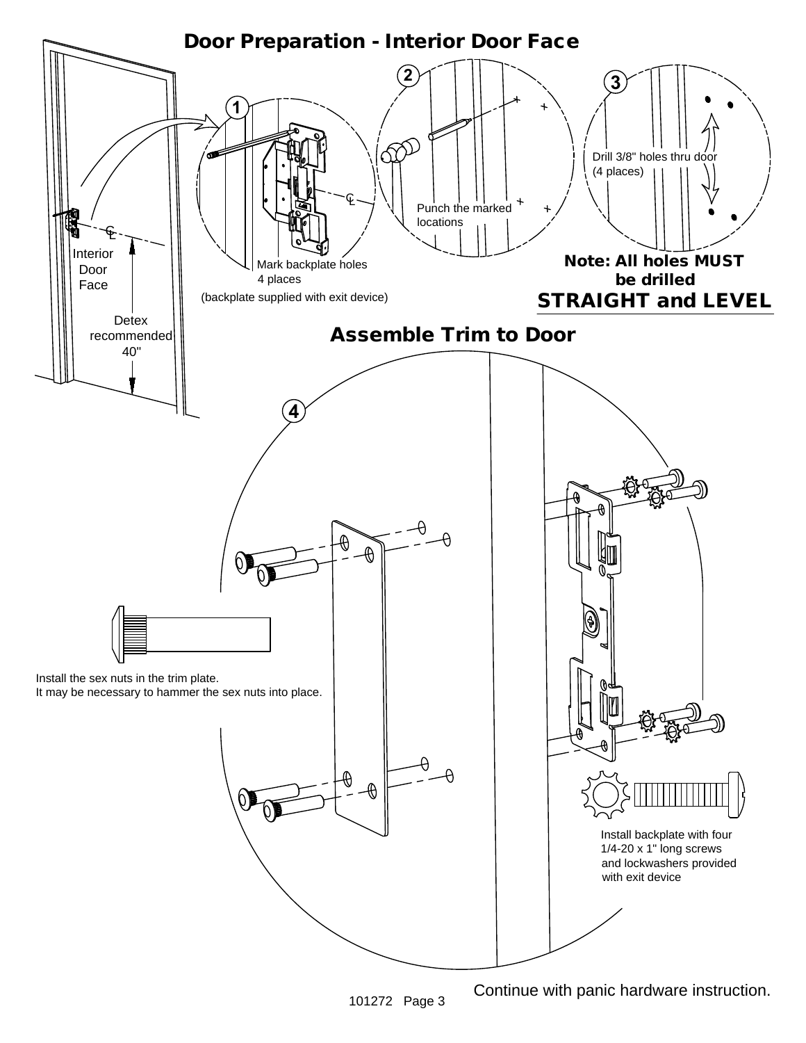## Door Preparation - Interior Door Face

Interior Door Face

Detex recommended 40"

**1**

Mark backplate holes 4 places

(backplate supplied with exit device)

**2**

Punch the marked locations

**3**

Drill 3/8" holes thru door (4 places)

**Note: All holes MUST be drilled STRAIGHT and LEVEL**

## Assemble Trim to Door

**4**

Install the sex nuts in the trim plate.
It may be necessary to hammer the sex nuts into place.

Install backplate with four 1/4-20 x 1" long screws and lockwashers provided with exit device

Continue with panic hardware instruction.

101272